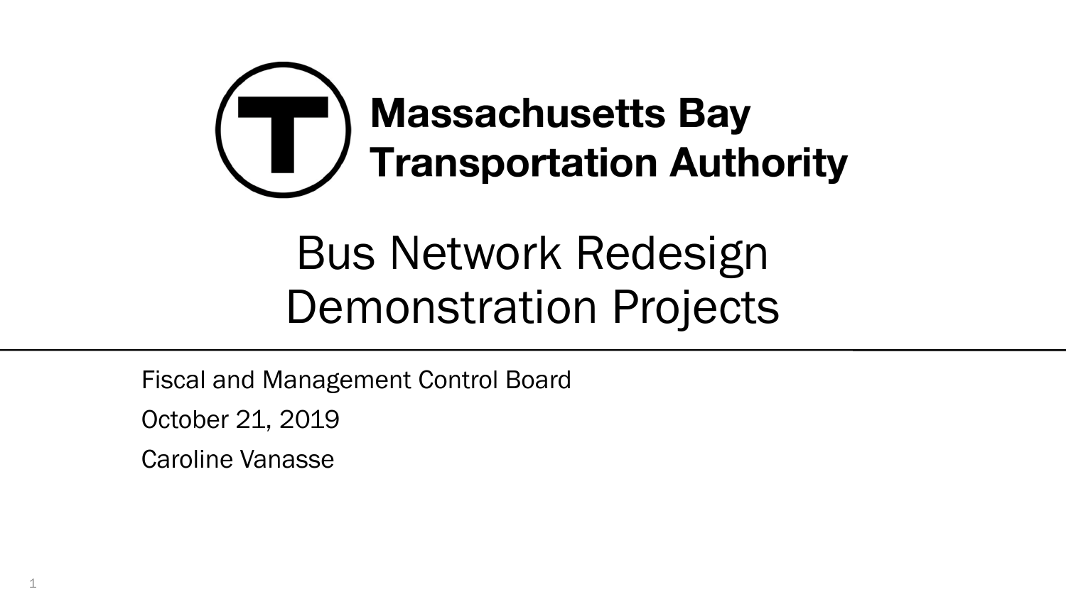**Massachusetts Bay Transportation Authority**

# Bus Network Redesign Demonstration Projects

Fiscal and Management Control Board

October 21, 2019

Caroline Vanasse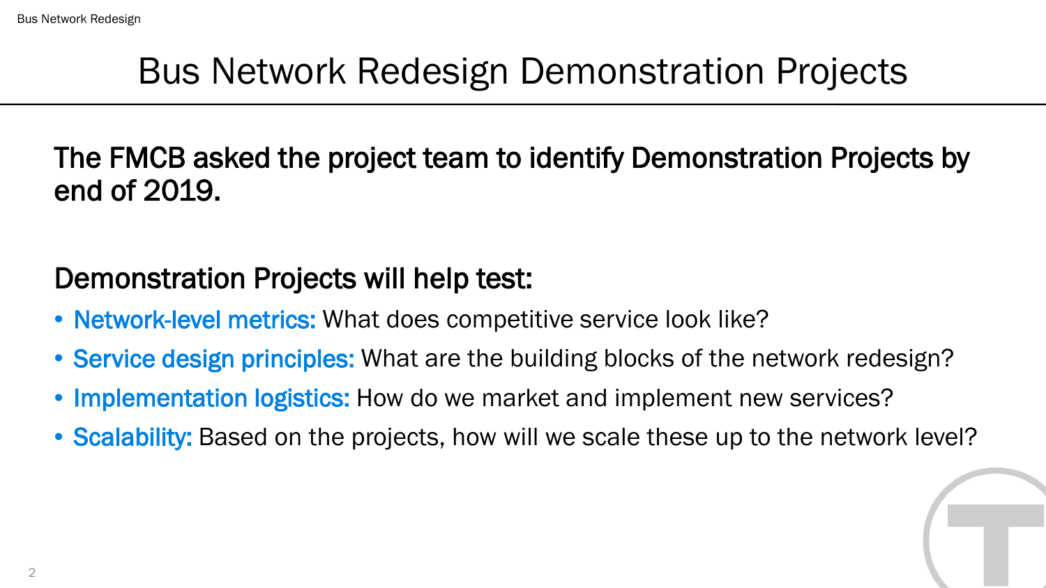# Bus Network Redesign Demonstration Projects

**The FMCB asked the project team to identify Demonstration Projects by end of 2019.**

**Demonstration Projects will help test:**

- **Network-level metrics:** What does competitive service look like?
- **Service design principles:** What are the building blocks of the network redesign?
- **Implementation logistics:** How do we market and implement new services?
- **Scalability:** Based on the projects, how will we scale these up to the network level?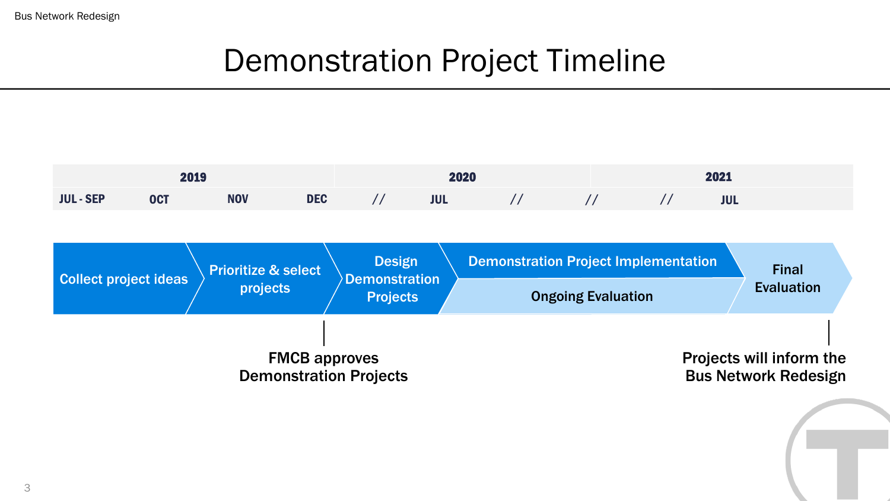# Demonstration Project Timeline

| 2019 | | | | 2020 | | | 2021 | | |
|---|---|---|---|---|---|---|---|---|---|
| JUL - SEP | OCT | NOV | DEC | // | JUL | // | // | // | JUL |

Collect project ideas → Prioritize & select projects → Design Demonstration Projects → Demonstration Project Implementation / Ongoing Evaluation → Final Evaluation

**FMCB approves Demonstration Projects**

**Projects will inform the Bus Network Redesign**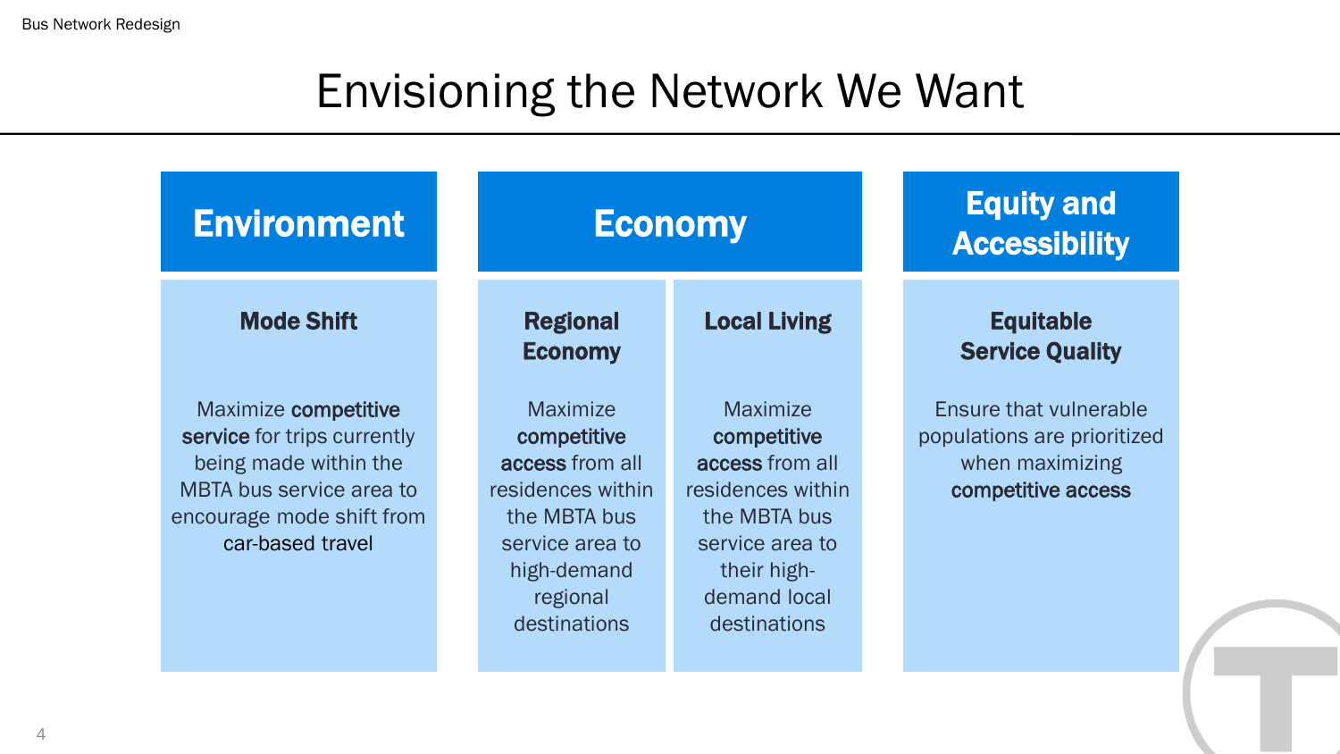# Envisioning the Network We Want

## Environment

### Mode Shift

Maximize **competitive service** for trips currently being made within the MBTA bus service area to encourage mode shift from car-based travel

## Economy

### Regional Economy

Maximize **competitive access** from all residences within the MBTA bus service area to high-demand regional destinations

### Local Living

Maximize **competitive access** from all residences within the MBTA bus service area to their high-demand local destinations

## Equity and Accessibility

### Equitable Service Quality

Ensure that vulnerable populations are prioritized when maximizing **competitive access**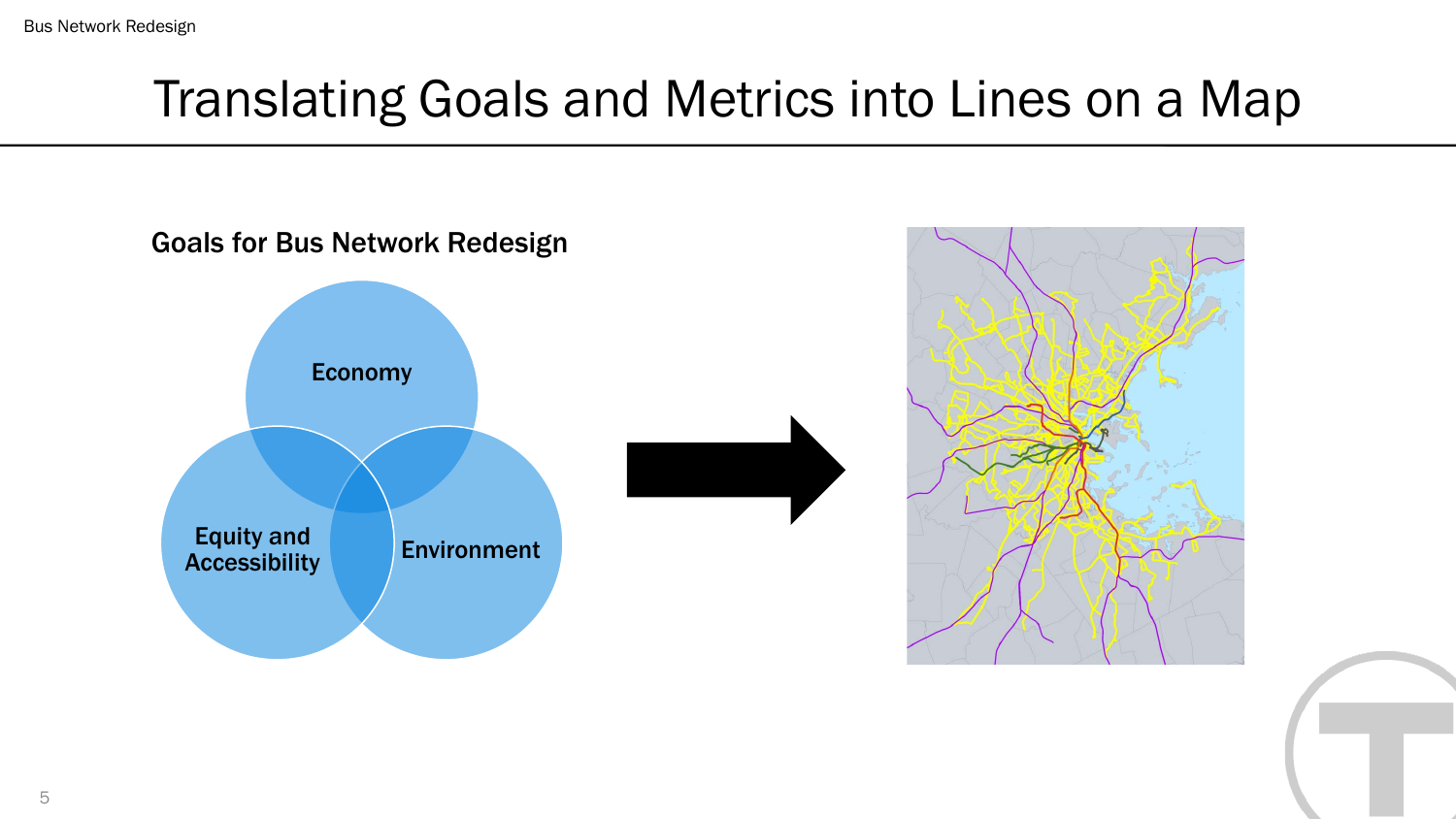# Translating Goals and Metrics into Lines on a Map

## Goals for Bus Network Redesign

- Economy
- Equity and Accessibility
- Environment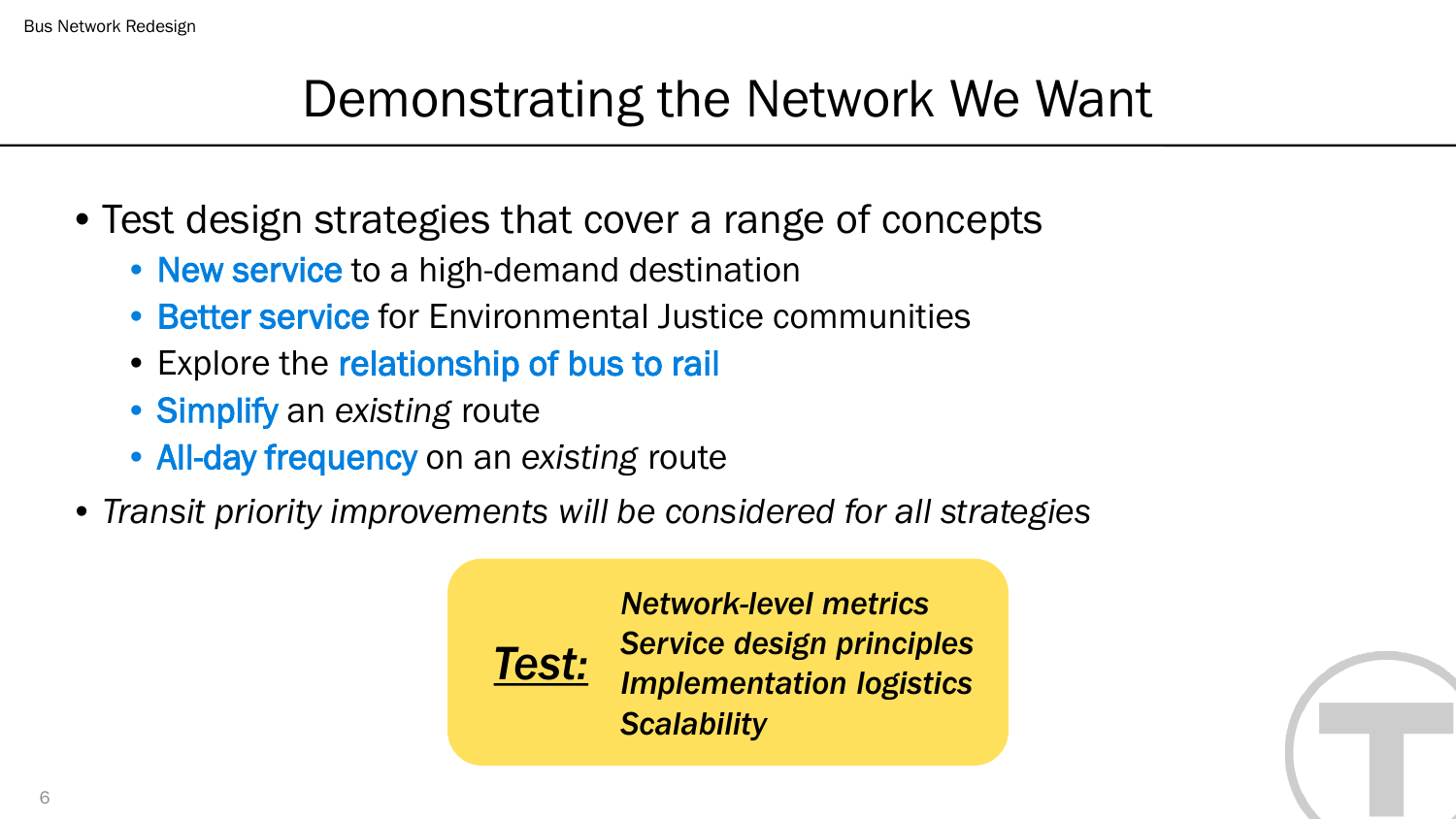# Demonstrating the Network We Want

- Test design strategies that cover a range of concepts
  - **New service** to a high-demand destination
  - **Better service** for Environmental Justice communities
  - Explore the **relationship of bus to rail**
  - **Simplify** an *existing* route
  - **All-day frequency** on an *existing* route
- *Transit priority improvements will be considered for all strategies*

***Test:***

***Network-level metrics***
***Service design principles***
***Implementation logistics***
***Scalability***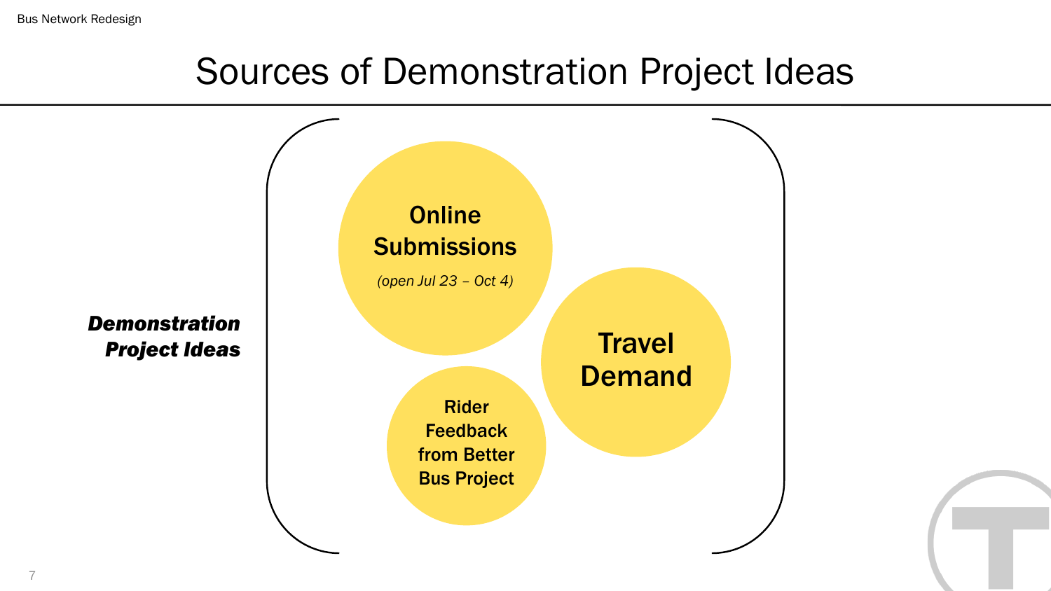# Sources of Demonstration Project Ideas

***Demonstration Project Ideas***

- **Online Submissions**
  *(open Jul 23 – Oct 4)*
- **Travel Demand**
- **Rider Feedback from Better Bus Project**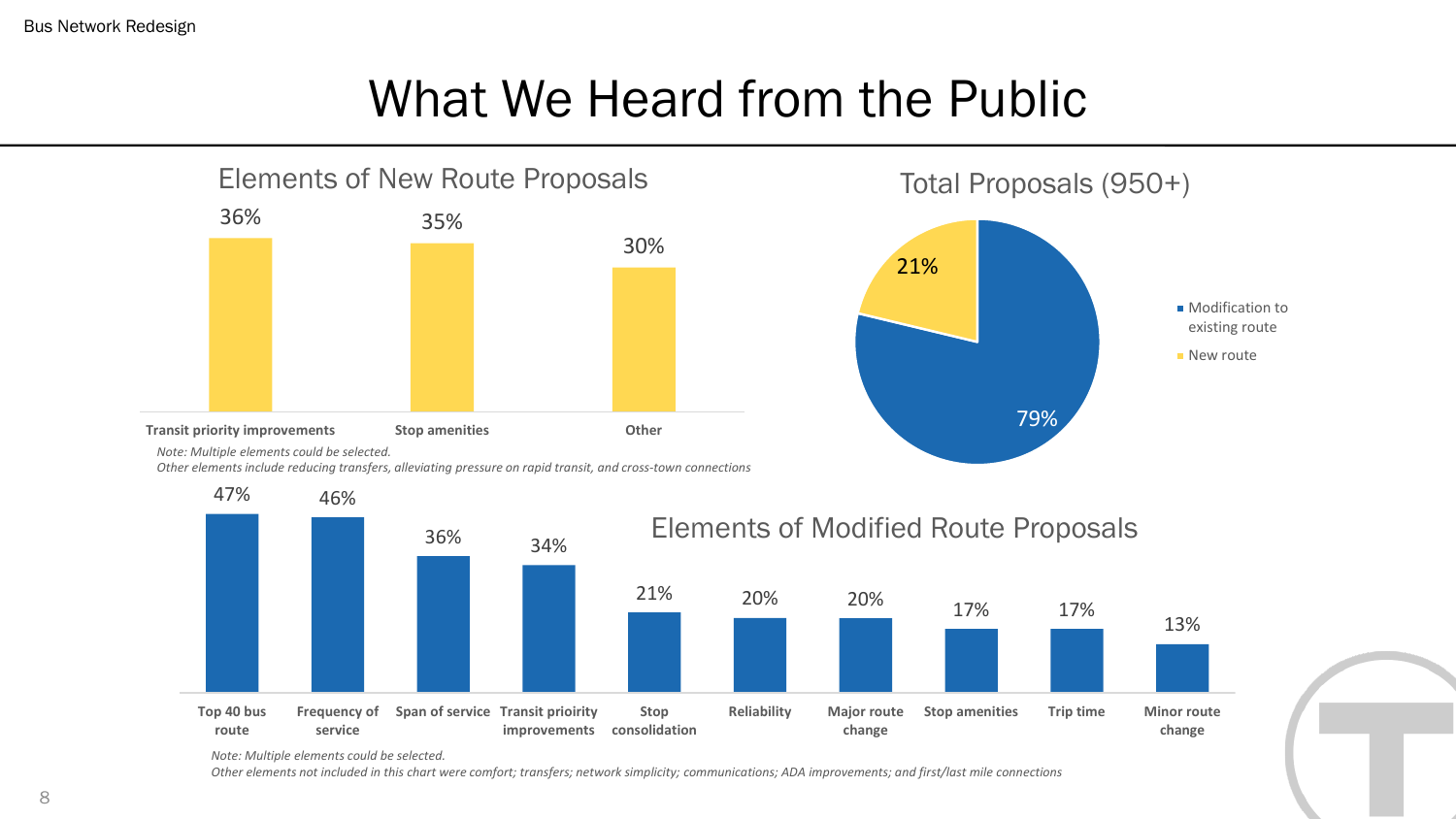# What We Heard from the Public

## Elements of New Route Proposals

| Element | Percentage |
|---|---|
| Transit priority improvements | 36% |
| Stop amenities | 35% |
| Other | 30% |

*Note: Multiple elements could be selected.*
*Other elements include reducing transfers, alleviating pressure on rapid transit, and cross-town connections*

## Total Proposals (950+)

| Proposal Type | Percentage |
|---|---|
| Modification to existing route | 79% |
| New route | 21% |

## Elements of Modified Route Proposals

| Element | Percentage |
|---|---|
| Top 40 bus route | 47% |
| Frequency of service | 46% |
| Span of service | 36% |
| Transit prioirity improvements | 34% |
| Stop consolidation | 21% |
| Reliability | 20% |
| Major route change | 20% |
| Stop amenities | 17% |
| Trip time | 17% |
| Minor route change | 13% |

*Note: Multiple elements could be selected.*
*Other elements not included in this chart were comfort; transfers; network simplicity; communications; ADA improvements; and first/last mile connections*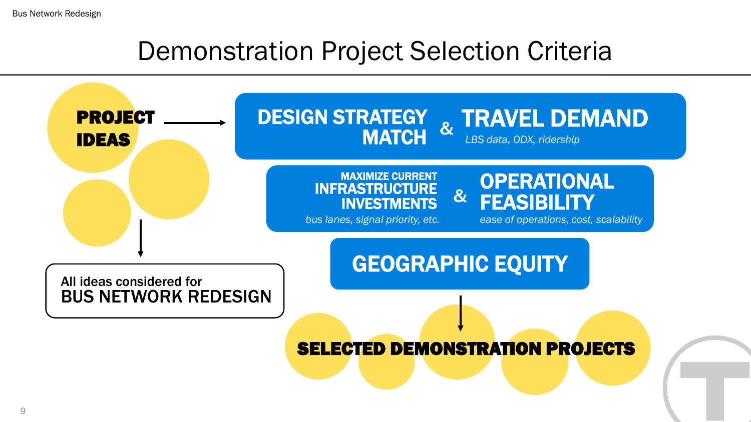# Demonstration Project Selection Criteria

**PROJECT IDEAS**

- **DESIGN STRATEGY MATCH** & **TRAVEL DEMAND** — *LBS data, ODX, ridership*
- **MAXIMIZE CURRENT INFRASTRUCTURE INVESTMENTS** — *bus lanes, signal priority, etc.* & **OPERATIONAL FEASIBILITY** — *ease of operations, cost, scalability*
- **GEOGRAPHIC EQUITY**

**SELECTED DEMONSTRATION PROJECTS**

All ideas considered for
**BUS NETWORK REDESIGN**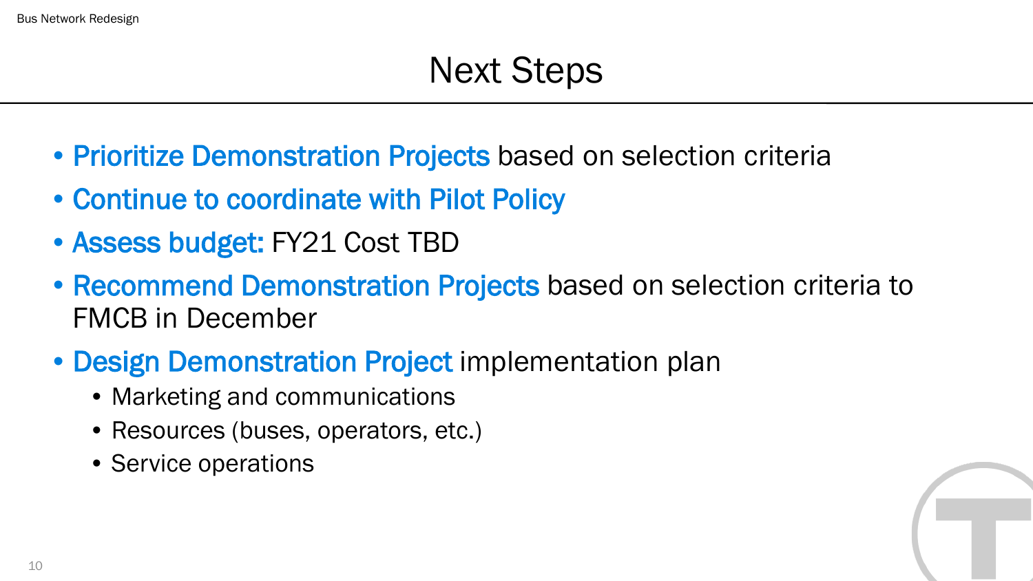# Next Steps

- **Prioritize Demonstration Projects** based on selection criteria
- **Continue to coordinate with Pilot Policy**
- **Assess budget:** FY21 Cost TBD
- **Recommend Demonstration Projects** based on selection criteria to FMCB in December
- **Design Demonstration Project** implementation plan
  - Marketing and communications
  - Resources (buses, operators, etc.)
  - Service operations